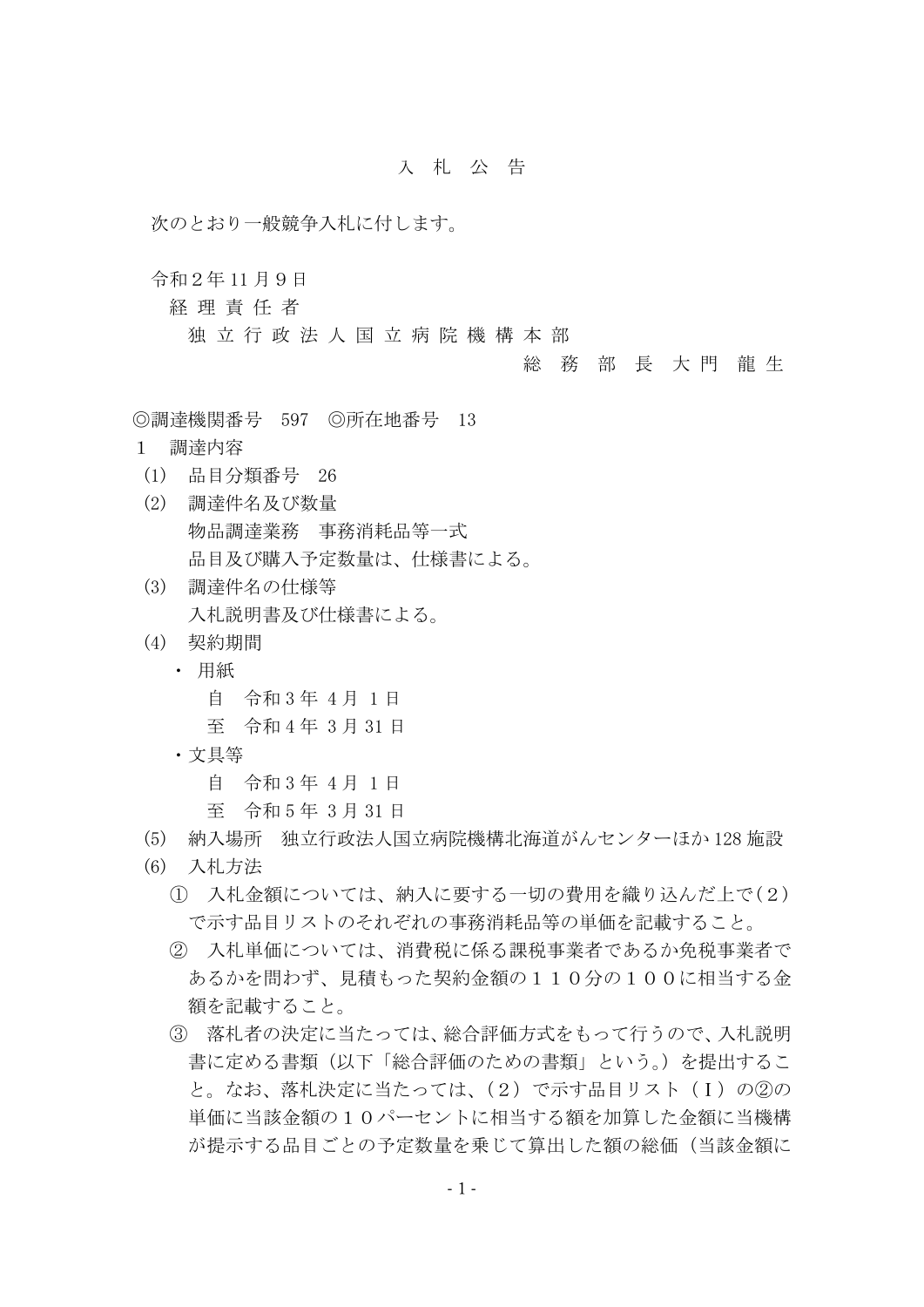# 入 札 公 告

次のとおり一般競争入札に付します。

令和２年11月９日

経 理 責 任 者

独 立 行 政 法 人 国 立 病 院 機 構 本 部

総 務 部 長 大 門 龍 生

◎調達機関番号　597　◎所在地番号　13

１　調達内容

(1)　品目分類番号　26

(2)　調達件名及び数量

物品調達業務　事務消耗品等一式

品目及び購入予定数量は、仕様書による。

(3)　調達件名の仕様等

入札説明書及び仕様書による。

(4)　契約期間

・ 用紙

自　令和３年 ４月 １日

至　令和４年 ３月 31 日

・文具等

自　令和３年 ４月 １日

至　令和５年 ３月 31 日

(5)　納入場所　独立行政法人国立病院機構北海道がんセンターほか128施設

(6)　入札方法

①　入札金額については、納入に要する一切の費用を織り込んだ上で（２）で示す品目リストのそれぞれの事務消耗品等の単価を記載すること。

②　入札単価については、消費税に係る課税事業者であるか免税事業者であるかを問わず、見積もった契約金額の１１０分の１００に相当する金額を記載すること。

③　落札者の決定に当たっては、総合評価方式をもって行うので、入札説明書に定める書類（以下「総合評価のための書類」という。）を提出すること。なお、落札決定に当たっては、（２）で示す品目リスト（Ⅰ）の②の単価に当該金額の１０パーセントに相当する額を加算した金額に当機構が提示する品目ごとの予定数量を乗じて算出した額の総価（当該金額に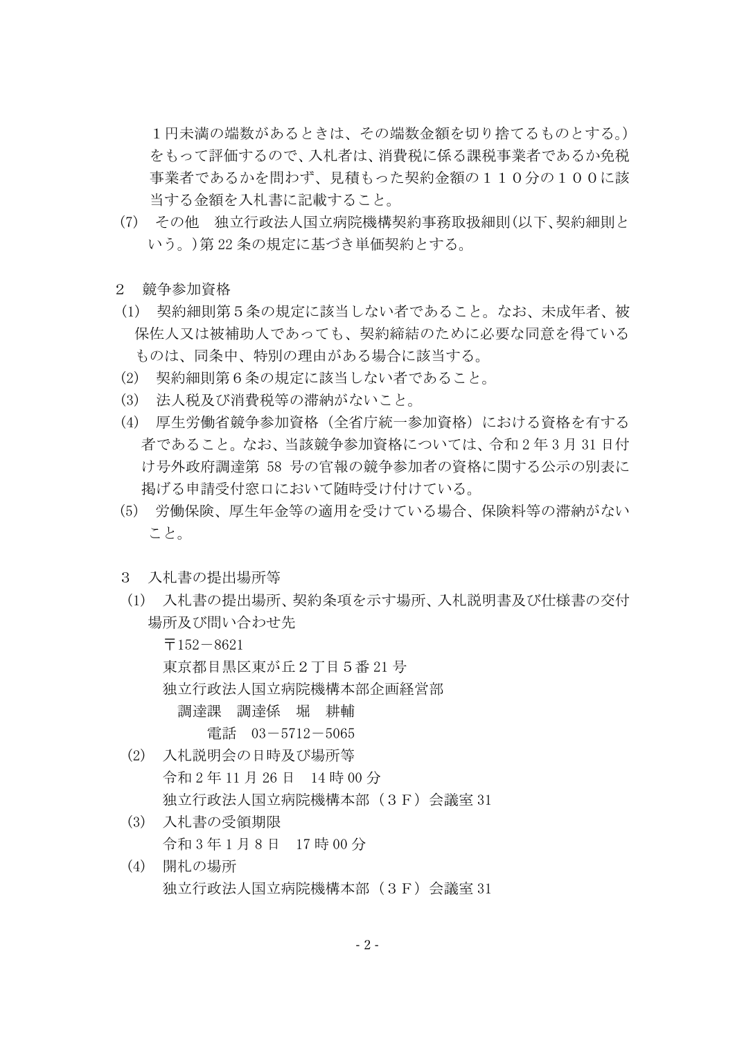１円未満の端数があるときは、その端数金額を切り捨てるものとする。）をもって評価するので、入札者は、消費税に係る課税事業者であるか免税事業者であるかを問わず、見積もった契約金額の１１０分の１００に該当する金額を入札書に記載すること。

(7)　その他　独立行政法人国立病院機構契約事務取扱細則（以下､契約細則という。）第 22 条の規定に基づき単価契約とする。

２　競争参加資格

(1)　契約細則第５条の規定に該当しない者であること。なお、未成年者、被保佐人又は被補助人であっても、契約締結のために必要な同意を得ているものは、同条中、特別の理由がある場合に該当する。

(2)　契約細則第６条の規定に該当しない者であること。

(3)　法人税及び消費税等の滞納がないこと。

(4)　厚生労働省競争参加資格（全省庁統一参加資格）における資格を有する者であること。なお、当該競争参加資格については、令和２年３月 31 日付け号外政府調達第 58 号の官報の競争参加者の資格に関する公示の別表に掲げる申請受付窓口において随時受け付けている。

(5)　労働保険、厚生年金等の適用を受けている場合、保険料等の滞納がないこと。

３　入札書の提出場所等

(1)　入札書の提出場所、契約条項を示す場所、入札説明書及び仕様書の交付場所及び問い合わせ先

〒152－8621
東京都目黒区東が丘２丁目５番 21 号
独立行政法人国立病院機構本部企画経営部
調達課　調達係　堀　耕輔
電話　03－5712－5065

(2)　入札説明会の日時及び場所等

令和２年 11 月 26 日　14 時 00 分
独立行政法人国立病院機構本部（３Ｆ）会議室 31

(3)　入札書の受領期限

令和３年１月８日　17 時 00 分

(4)　開札の場所

独立行政法人国立病院機構本部（３Ｆ）会議室 31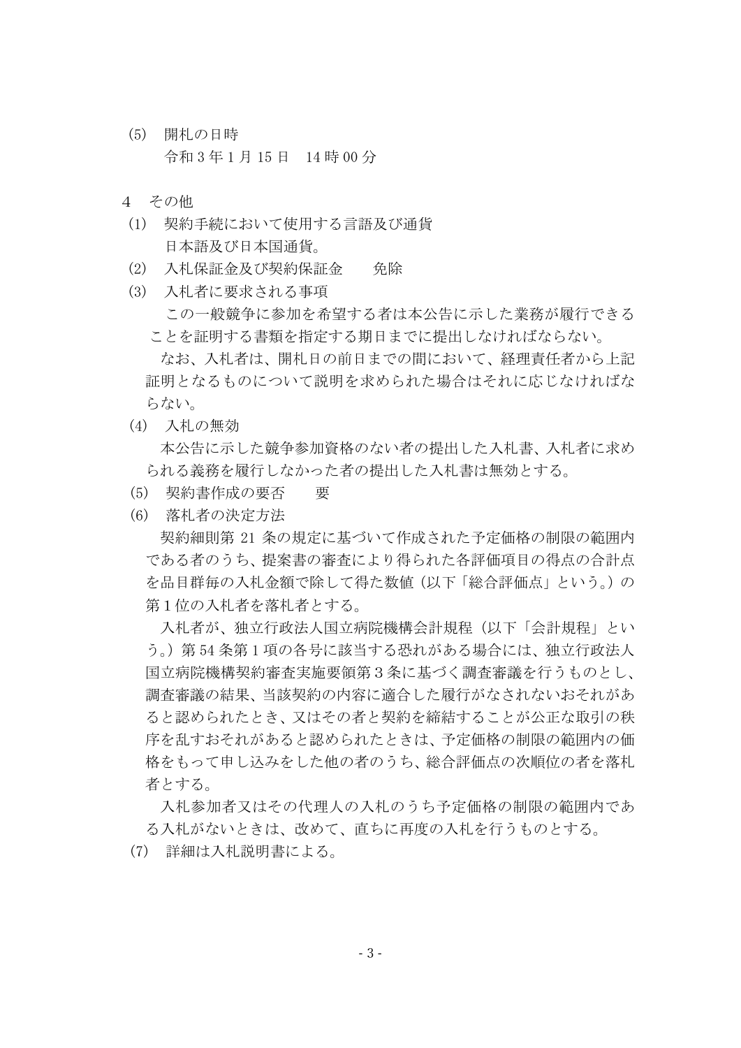(5) 開札の日時

令和 3 年 1 月 15 日　14 時 00 分

4　その他

(1) 契約手続において使用する言語及び通貨

日本語及び日本国通貨。

(2) 入札保証金及び契約保証金　　免除

(3) 入札者に要求される事項

この一般競争に参加を希望する者は本公告に示した業務が履行できることを証明する書類を指定する期日までに提出しなければならない。

なお、入札者は、開札日の前日までの間において、経理責任者から上記証明となるものについて説明を求められた場合はそれに応じなければならない。

(4) 入札の無効

本公告に示した競争参加資格のない者の提出した入札書、入札者に求められる義務を履行しなかった者の提出した入札書は無効とする。

(5) 契約書作成の要否　　要

(6) 落札者の決定方法

契約細則第 21 条の規定に基づいて作成された予定価格の制限の範囲内である者のうち、提案書の審査により得られた各評価項目の得点の合計点を品目群毎の入札金額で除して得た数値（以下「総合評価点」という。）の第 1 位の入札者を落札者とする。

入札者が、独立行政法人国立病院機構会計規程（以下「会計規程」という。）第 54 条第 1 項の各号に該当する恐れがある場合には、独立行政法人国立病院機構契約審査実施要領第 3 条に基づく調査審議を行うものとし、調査審議の結果、当該契約の内容に適合した履行がなされないおそれがあると認められたとき、又はその者と契約を締結することが公正な取引の秩序を乱すおそれがあると認められたときは、予定価格の制限の範囲内の価格をもって申し込みをした他の者のうち、総合評価点の次順位の者を落札者とする。

入札参加者又はその代理人の入札のうち予定価格の制限の範囲内である入札がないときは、改めて、直ちに再度の入札を行うものとする。

(7) 詳細は入札説明書による。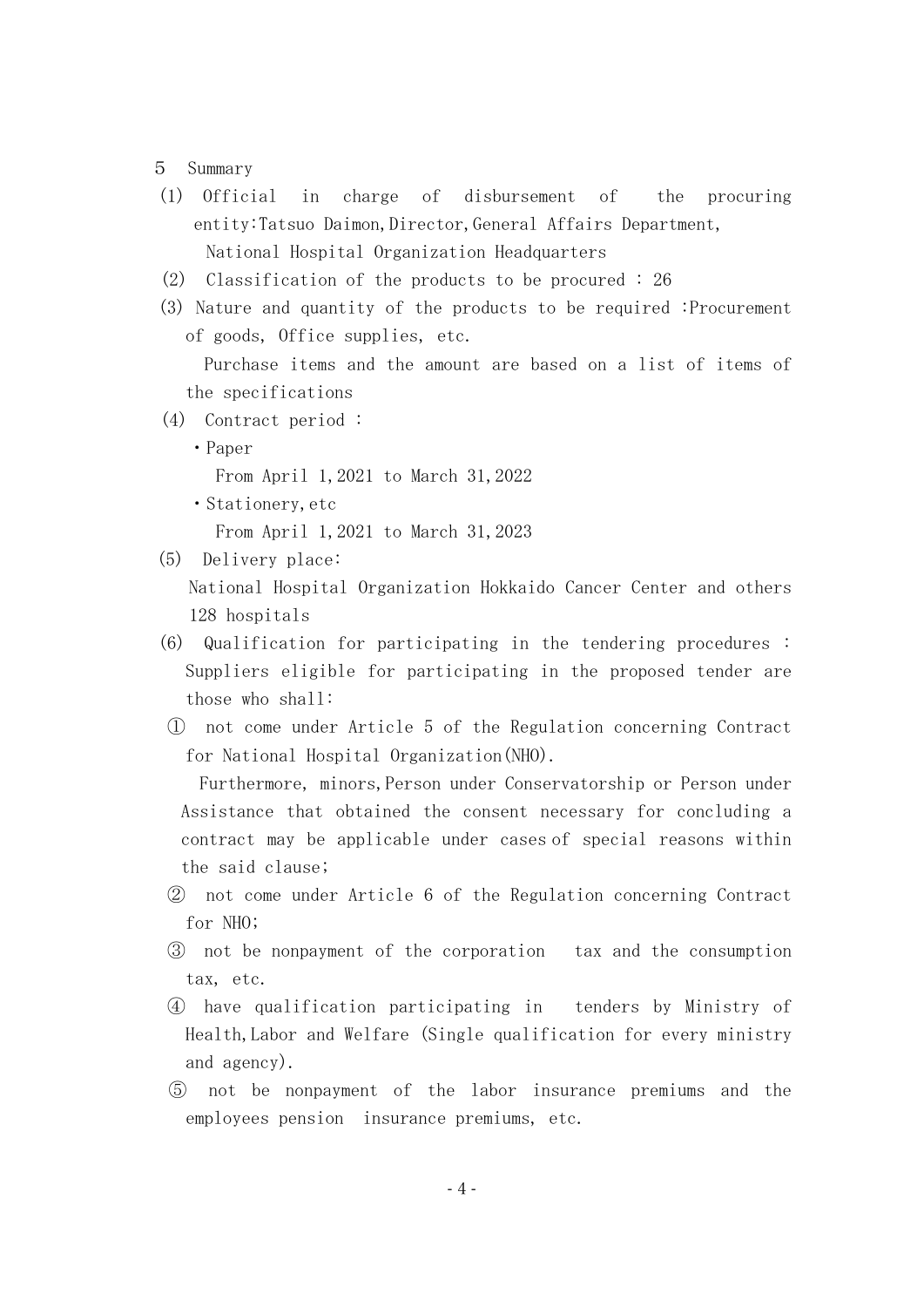5 Summary

(1) Official in charge of disbursement of the procuring entity:Tatsuo Daimon,Director,General Affairs Department, National Hospital Organization Headquarters

(2) Classification of the products to be procured : 26

(3) Nature and quantity of the products to be required :Procurement of goods, Office supplies, etc.

Purchase items and the amount are based on a list of items of the specifications

(4) Contract period :

- ・Paper

  From April 1,2021 to March 31,2022

- ・Stationery,etc

  From April 1,2021 to March 31,2023

(5) Delivery place:

National Hospital Organization Hokkaido Cancer Center and others 128 hospitals

(6) Qualification for participating in the tendering procedures : Suppliers eligible for participating in the proposed tender are those who shall:

① not come under Article 5 of the Regulation concerning Contract for National Hospital Organization(NHO).

Furthermore, minors,Person under Conservatorship or Person under Assistance that obtained the consent necessary for concluding a contract may be applicable under cases of special reasons within the said clause;

② not come under Article 6 of the Regulation concerning Contract for NHO;

③ not be nonpayment of the corporation tax and the consumption tax, etc.

④ have qualification participating in tenders by Ministry of Health,Labor and Welfare (Single qualification for every ministry and agency).

⑤ not be nonpayment of the labor insurance premiums and the employees pension insurance premiums, etc.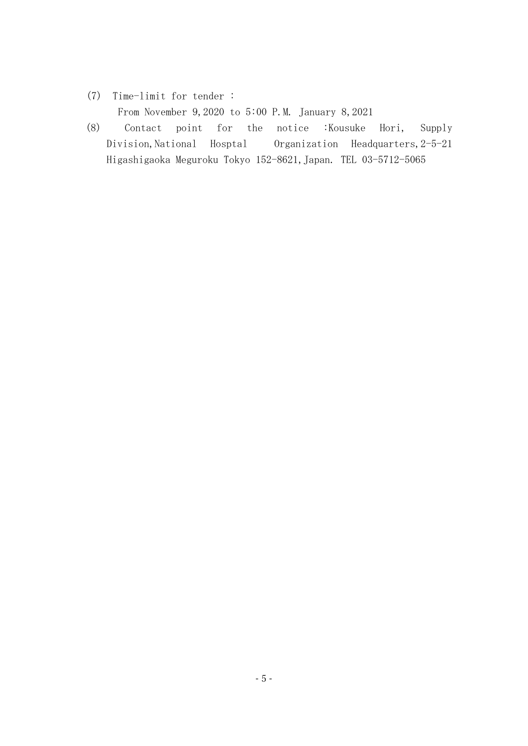(7) Time-limit for tender :

From November 9,2020 to 5:00 P.M. January 8,2021

(8) Contact point for the notice :Kousuke Hori, Supply Division,National Hosptal Organization Headquarters,2-5-21 Higashigaoka Meguroku Tokyo 152-8621,Japan. TEL 03-5712-5065